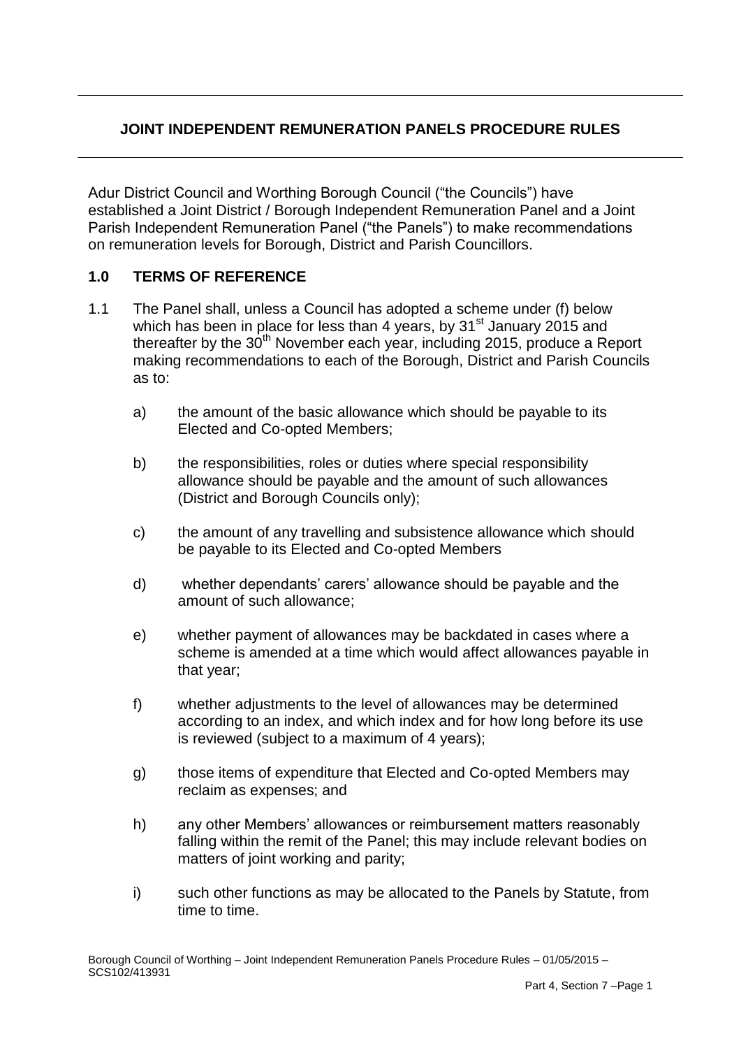## JOINT INDEPENDENT REMUNERATION PANELS PROCEDURE RULES

Adur District Council and Worthing Borough Council ("the Councils") have established a Joint District / Borough Independent Remuneration Panel and a Joint Parish Independent Remuneration Panel ("the Panels") to make recommendations on remuneration levels for Borough, District and Parish Councillors.

### 1.0 TERMS OF REFERENCE

1.1 The Panel shall, unless a Council has adopted a scheme under (f) below which has been in place for less than 4 years, by 31st January 2015 and thereafter by the 30th November each year, including 2015, produce a Report making recommendations to each of the Borough, District and Parish Councils as to:

a) the amount of the basic allowance which should be payable to its Elected and Co-opted Members;

b) the responsibilities, roles or duties where special responsibility allowance should be payable and the amount of such allowances (District and Borough Councils only);

c) the amount of any travelling and subsistence allowance which should be payable to its Elected and Co-opted Members

d) whether dependants' carers' allowance should be payable and the amount of such allowance;

e) whether payment of allowances may be backdated in cases where a scheme is amended at a time which would affect allowances payable in that year;

f) whether adjustments to the level of allowances may be determined according to an index, and which index and for how long before its use is reviewed (subject to a maximum of 4 years);

g) those items of expenditure that Elected and Co-opted Members may reclaim as expenses; and

h) any other Members' allowances or reimbursement matters reasonably falling within the remit of the Panel; this may include relevant bodies on matters of joint working and parity;

i) such other functions as may be allocated to the Panels by Statute, from time to time.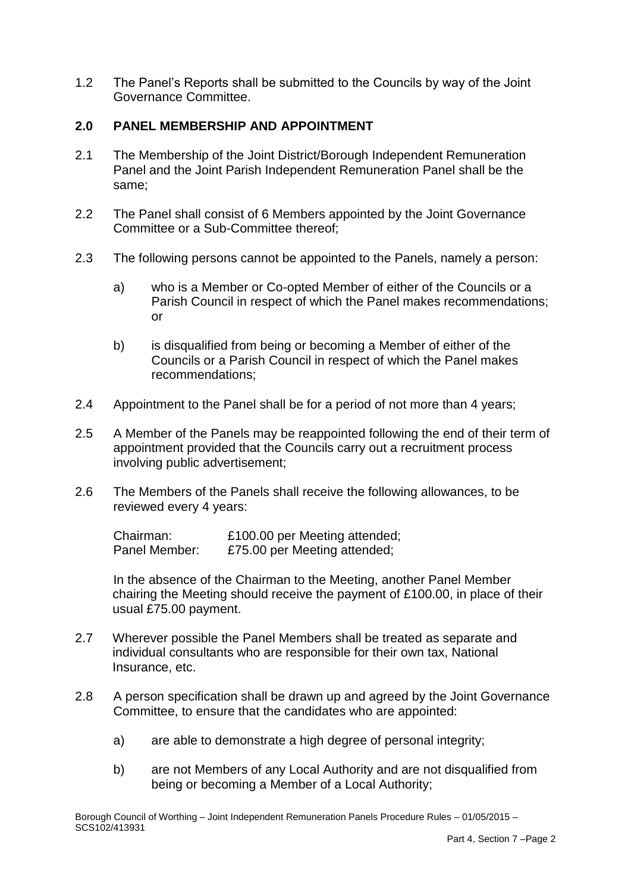1.2 The Panel's Reports shall be submitted to the Councils by way of the Joint Governance Committee.

## 2.0 PANEL MEMBERSHIP AND APPOINTMENT

2.1 The Membership of the Joint District/Borough Independent Remuneration Panel and the Joint Parish Independent Remuneration Panel shall be the same;

2.2 The Panel shall consist of 6 Members appointed by the Joint Governance Committee or a Sub-Committee thereof;

2.3 The following persons cannot be appointed to the Panels, namely a person:

a) who is a Member or Co-opted Member of either of the Councils or a Parish Council in respect of which the Panel makes recommendations; or

b) is disqualified from being or becoming a Member of either of the Councils or a Parish Council in respect of which the Panel makes recommendations;

2.4 Appointment to the Panel shall be for a period of not more than 4 years;

2.5 A Member of the Panels may be reappointed following the end of their term of appointment provided that the Councils carry out a recruitment process involving public advertisement;

2.6 The Members of the Panels shall receive the following allowances, to be reviewed every 4 years:

Chairman: £100.00 per Meeting attended;
Panel Member: £75.00 per Meeting attended;

In the absence of the Chairman to the Meeting, another Panel Member chairing the Meeting should receive the payment of £100.00, in place of their usual £75.00 payment.

2.7 Wherever possible the Panel Members shall be treated as separate and individual consultants who are responsible for their own tax, National Insurance, etc.

2.8 A person specification shall be drawn up and agreed by the Joint Governance Committee, to ensure that the candidates who are appointed:

a) are able to demonstrate a high degree of personal integrity;

b) are not Members of any Local Authority and are not disqualified from being or becoming a Member of a Local Authority;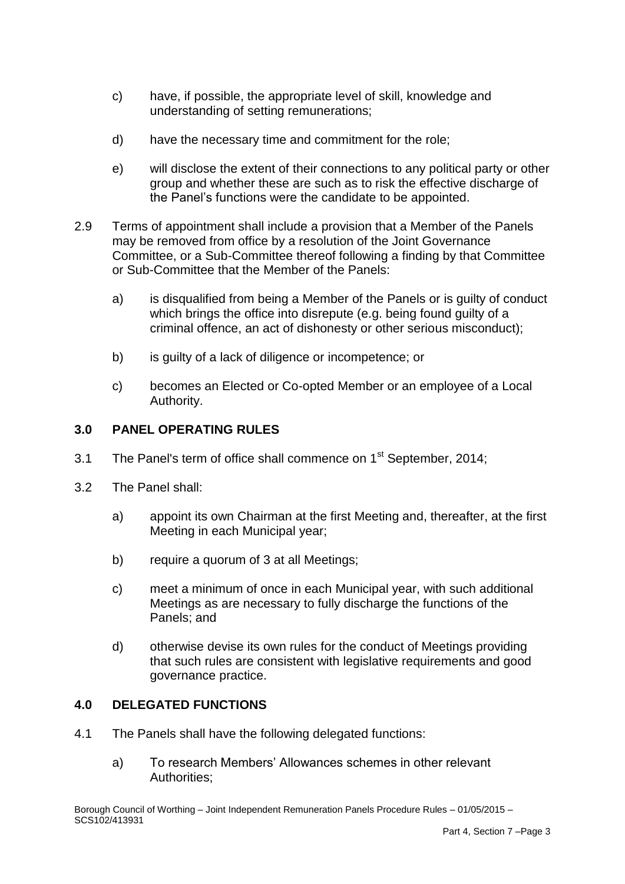c) have, if possible, the appropriate level of skill, knowledge and understanding of setting remunerations;

d) have the necessary time and commitment for the role;

e) will disclose the extent of their connections to any political party or other group and whether these are such as to risk the effective discharge of the Panel's functions were the candidate to be appointed.

2.9 Terms of appointment shall include a provision that a Member of the Panels may be removed from office by a resolution of the Joint Governance Committee, or a Sub-Committee thereof following a finding by that Committee or Sub-Committee that the Member of the Panels:

a) is disqualified from being a Member of the Panels or is guilty of conduct which brings the office into disrepute (e.g. being found guilty of a criminal offence, an act of dishonesty or other serious misconduct);

b) is guilty of a lack of diligence or incompetence; or

c) becomes an Elected or Co-opted Member or an employee of a Local Authority.

## 3.0 PANEL OPERATING RULES

3.1 The Panel's term of office shall commence on 1st September, 2014;

3.2 The Panel shall:

a) appoint its own Chairman at the first Meeting and, thereafter, at the first Meeting in each Municipal year;

b) require a quorum of 3 at all Meetings;

c) meet a minimum of once in each Municipal year, with such additional Meetings as are necessary to fully discharge the functions of the Panels; and

d) otherwise devise its own rules for the conduct of Meetings providing that such rules are consistent with legislative requirements and good governance practice.

## 4.0 DELEGATED FUNCTIONS

4.1 The Panels shall have the following delegated functions:

a) To research Members' Allowances schemes in other relevant Authorities;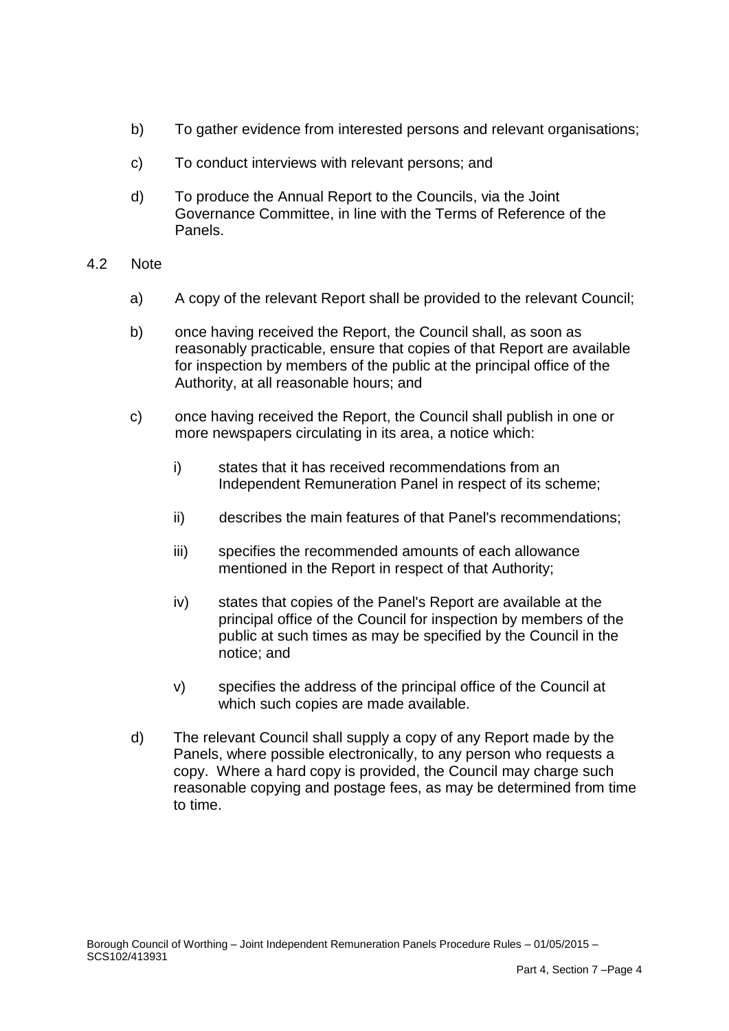b) To gather evidence from interested persons and relevant organisations;

c) To conduct interviews with relevant persons; and

d) To produce the Annual Report to the Councils, via the Joint Governance Committee, in line with the Terms of Reference of the Panels.

4.2 Note

a) A copy of the relevant Report shall be provided to the relevant Council;

b) once having received the Report, the Council shall, as soon as reasonably practicable, ensure that copies of that Report are available for inspection by members of the public at the principal office of the Authority, at all reasonable hours; and

c) once having received the Report, the Council shall publish in one or more newspapers circulating in its area, a notice which:

   i) states that it has received recommendations from an Independent Remuneration Panel in respect of its scheme;

   ii) describes the main features of that Panel's recommendations;

   iii) specifies the recommended amounts of each allowance mentioned in the Report in respect of that Authority;

   iv) states that copies of the Panel's Report are available at the principal office of the Council for inspection by members of the public at such times as may be specified by the Council in the notice; and

   v) specifies the address of the principal office of the Council at which such copies are made available.

d) The relevant Council shall supply a copy of any Report made by the Panels, where possible electronically, to any person who requests a copy. Where a hard copy is provided, the Council may charge such reasonable copying and postage fees, as may be determined from time to time.